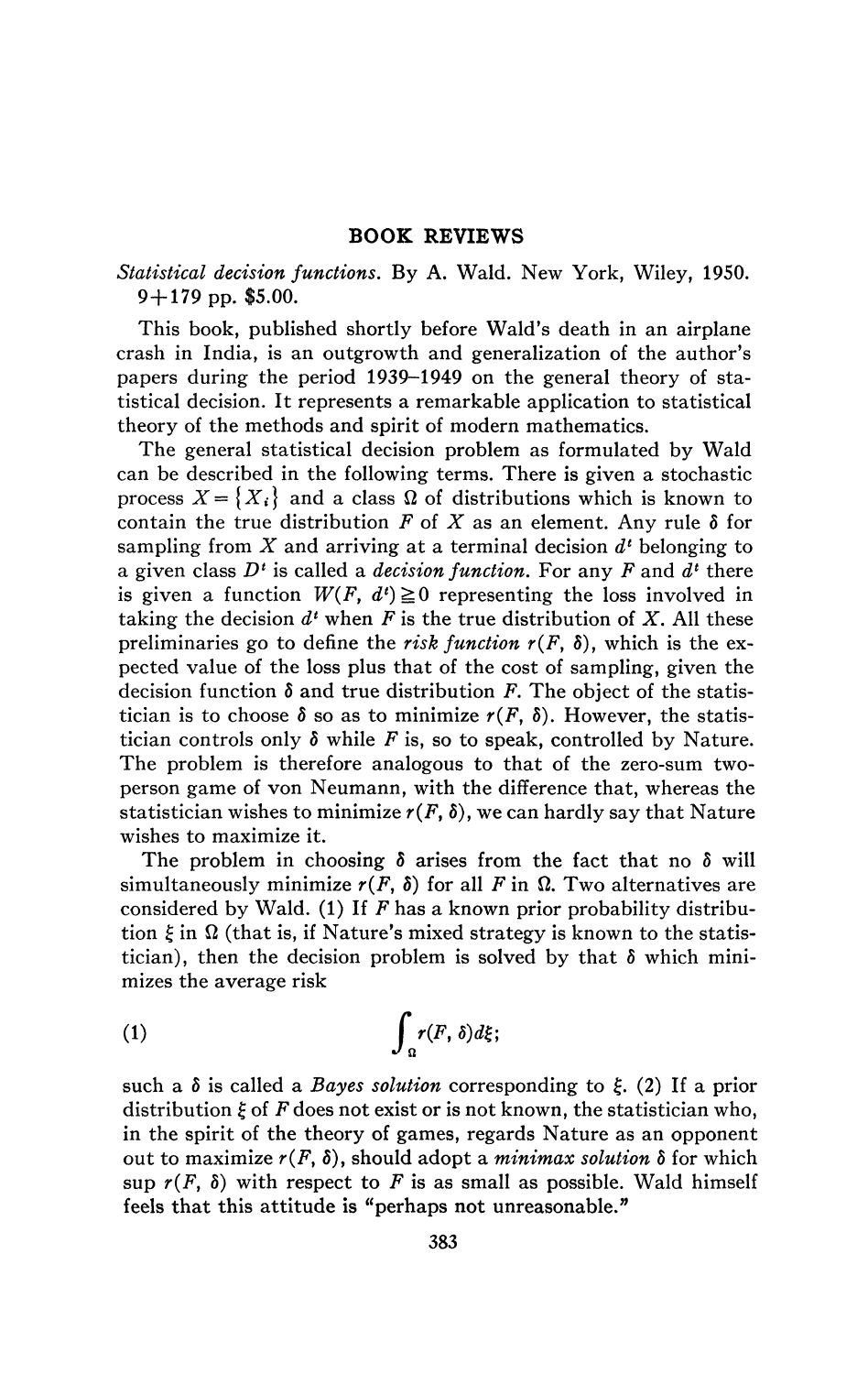## BOOK REVIEWS

*Statistical decision functions*. By A. Wald. New York, Wiley, 1950. 9+179 pp. $5.00.

This book, published shortly before Wald's death in an airplane crash in India, is an outgrowth and generalization of the author's papers during the period 1939–1949 on the general theory of statistical decision. It represents a remarkable application to statistical theory of the methods and spirit of modern mathematics.

The general statistical decision problem as formulated by Wald can be described in the following terms. There is given a stochastic process $X = \{X_i\}$ and a class $\Omega$ of distributions which is known to contain the true distribution $F$ of $X$ as an element. Any rule $\delta$ for sampling from $X$ and arriving at a terminal decision $d^t$ belonging to a given class $D^t$ is called a *decision function*. For any $F$ and $d^t$ there is given a function $W(F, d^t) \geqq 0$ representing the loss involved in taking the decision $d^t$ when $F$ is the true distribution of $X$. All these preliminaries go to define the *risk function* $r(F, \delta)$, which is the expected value of the loss plus that of the cost of sampling, given the decision function $\delta$ and true distribution $F$. The object of the statistician is to choose $\delta$ so as to minimize $r(F, \delta)$. However, the statistician controls only $\delta$ while $F$ is, so to speak, controlled by Nature. The problem is therefore analogous to that of the zero-sum two-person game of von Neumann, with the difference that, whereas the statistician wishes to minimize $r(F, \delta)$, we can hardly say that Nature wishes to maximize it.

The problem in choosing $\delta$ arises from the fact that no $\delta$ will simultaneously minimize $r(F, \delta)$ for all $F$ in $\Omega$. Two alternatives are considered by Wald. (1) If $F$ has a known prior probability distribution $\xi$ in $\Omega$ (that is, if Nature's mixed strategy is known to the statistician), then the decision problem is solved by that $\delta$ which minimizes the average risk

$$\int_{\Omega} r(F, \delta) d\xi; \tag{1}$$

such a $\delta$ is called a *Bayes solution* corresponding to $\xi$. (2) If a prior distribution $\xi$ of $F$ does not exist or is not known, the statistician who, in the spirit of the theory of games, regards Nature as an opponent out to maximize $r(F, \delta)$, should adopt a *minimax solution* $\delta$ for which sup $r(F, \delta)$ with respect to $F$ is as small as possible. Wald himself feels that this attitude is "perhaps not unreasonable."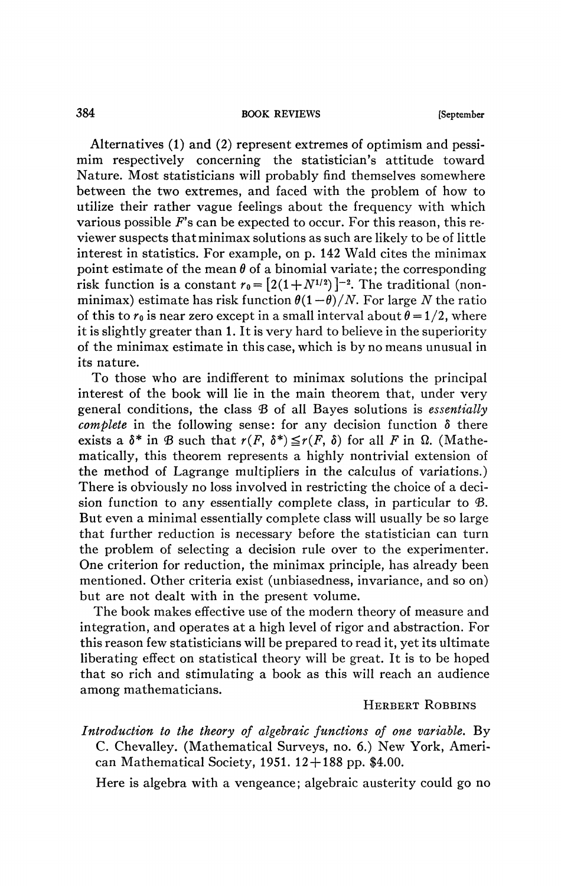Alternatives (1) and (2) represent extremes of optimism and pessimim respectively concerning the statistician's attitude toward Nature. Most statisticians will probably find themselves somewhere between the two extremes, and faced with the problem of how to utilize their rather vague feelings about the frequency with which various possible $F$'s can be expected to occur. For this reason, this reviewer suspects that minimax solutions as such are likely to be of little interest in statistics. For example, on p. 142 Wald cites the minimax point estimate of the mean $\theta$ of a binomial variate; the corresponding risk function is a constant $r_0 = [2(1+N^{1/2})]^{-2}$. The traditional (non-minimax) estimate has risk function $\theta(1-\theta)/N$. For large $N$ the ratio of this to $r_0$ is near zero except in a small interval about $\theta = 1/2$, where it is slightly greater than 1. It is very hard to believe in the superiority of the minimax estimate in this case, which is by no means unusual in its nature.

To those who are indifferent to minimax solutions the principal interest of the book will lie in the main theorem that, under very general conditions, the class $\mathcal{B}$ of all Bayes solutions is *essentially complete* in the following sense: for any decision function $\delta$ there exists a $\delta^*$ in $\mathcal{B}$ such that $r(F, \delta^*) \leq r(F, \delta)$ for all $F$ in $\Omega$. (Mathematically, this theorem represents a highly nontrivial extension of the method of Lagrange multipliers in the calculus of variations.) There is obviously no loss involved in restricting the choice of a decision function to any essentially complete class, in particular to $\mathcal{B}$. But even a minimal essentially complete class will usually be so large that further reduction is necessary before the statistician can turn the problem of selecting a decision rule over to the experimenter. One criterion for reduction, the minimax principle, has already been mentioned. Other criteria exist (unbiasedness, invariance, and so on) but are not dealt with in the present volume.

The book makes effective use of the modern theory of measure and integration, and operates at a high level of rigor and abstraction. For this reason few statisticians will be prepared to read it, yet its ultimate liberating effect on statistical theory will be great. It is to be hoped that so rich and stimulating a book as this will reach an audience among mathematicians.

HERBERT ROBBINS

*Introduction to the theory of algebraic functions of one variable.* By C. Chevalley. (Mathematical Surveys, no. 6.) New York, American Mathematical Society, 1951. 12+188 pp. $4.00.

Here is algebra with a vengeance; algebraic austerity could go no